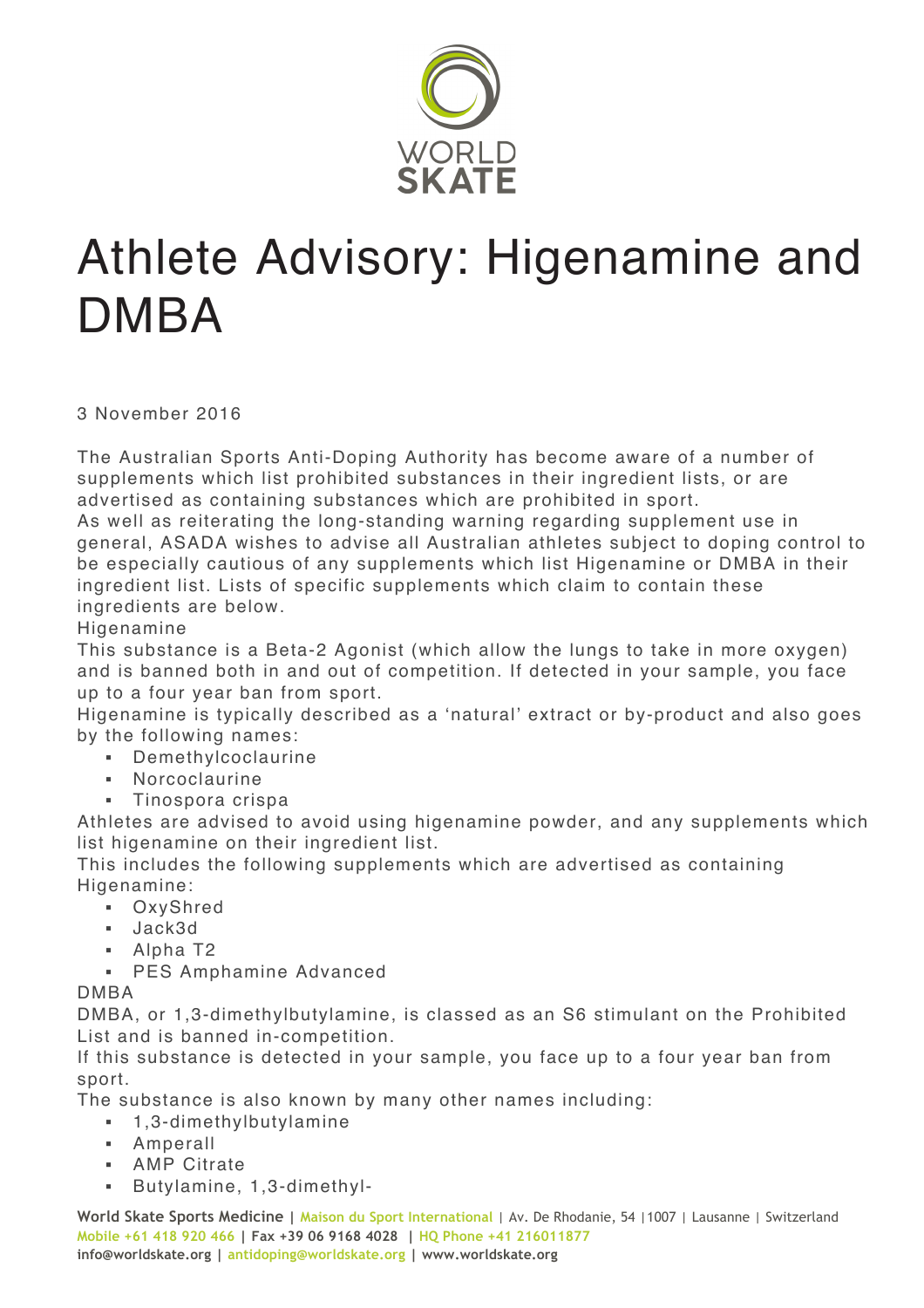WORLD SKATE

# Athlete Advisory: Higenamine and DMBA

3 November 2016

The Australian Sports Anti-Doping Authority has become aware of a number of supplements which list prohibited substances in their ingredient lists, or are advertised as containing substances which are prohibited in sport.

As well as reiterating the long-standing warning regarding supplement use in general, ASADA wishes to advise all Australian athletes subject to doping control to be especially cautious of any supplements which list Higenamine or DMBA in their ingredient list. Lists of specific supplements which claim to contain these ingredients are below.

## Higenamine

This substance is a Beta-2 Agonist (which allow the lungs to take in more oxygen) and is banned both in and out of competition. If detected in your sample, you face up to a four year ban from sport.

Higenamine is typically described as a 'natural' extract or by-product and also goes by the following names:

- Demethylcoclaurine
- Norcoclaurine
- Tinospora crispa

Athletes are advised to avoid using higenamine powder, and any supplements which list higenamine on their ingredient list.

This includes the following supplements which are advertised as containing Higenamine:

- OxyShred
- Jack3d
- Alpha T2
- PES Amphamine Advanced

## DMBA

DMBA, or 1,3-dimethylbutylamine, is classed as an S6 stimulant on the Prohibited List and is banned in-competition.

If this substance is detected in your sample, you face up to a four year ban from sport.

The substance is also known by many other names including:

- 1,3-dimethylbutylamine
- Amperall
- AMP Citrate
- Butylamine, 1,3-dimethyl-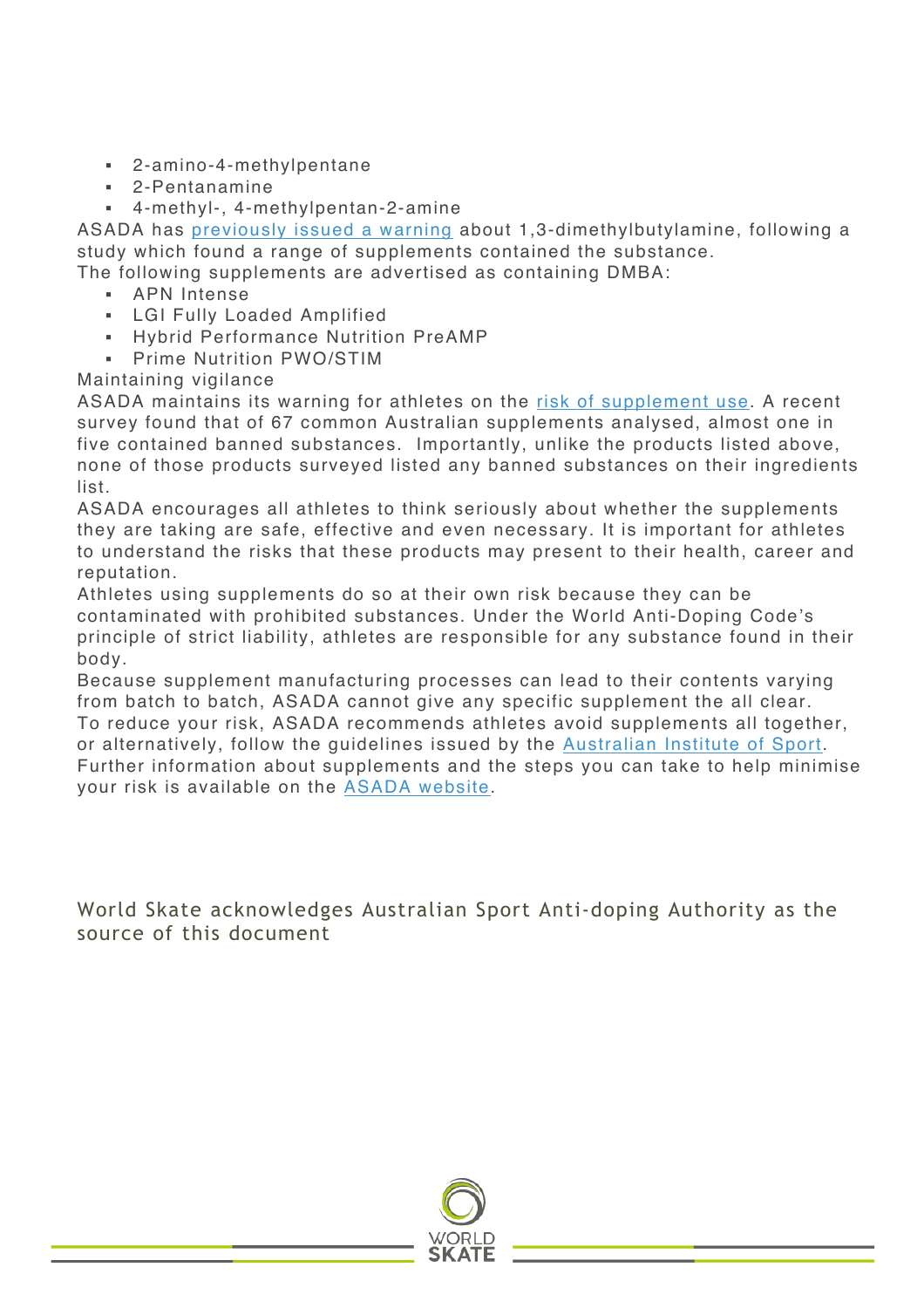- 2-amino-4-methylpentane
- 2-Pentanamine
- 4-methyl-, 4-methylpentan-2-amine

ASADA has [previously issued a warning] about 1,3-dimethylbutylamine, following a study which found a range of supplements contained the substance.

The following supplements are advertised as containing DMBA:

- APN Intense
- LGI Fully Loaded Amplified
- Hybrid Performance Nutrition PreAMP
- Prime Nutrition PWO/STIM

## Maintaining vigilance

ASADA maintains its warning for athletes on the [risk of supplement use]. A recent survey found that of 67 common Australian supplements analysed, almost one in five contained banned substances. Importantly, unlike the products listed above, none of those products surveyed listed any banned substances on their ingredients list.

ASADA encourages all athletes to think seriously about whether the supplements they are taking are safe, effective and even necessary. It is important for athletes to understand the risks that these products may present to their health, career and reputation.

Athletes using supplements do so at their own risk because they can be contaminated with prohibited substances. Under the World Anti-Doping Code's principle of strict liability, athletes are responsible for any substance found in their body.

Because supplement manufacturing processes can lead to their contents varying from batch to batch, ASADA cannot give any specific supplement the all clear.

To reduce your risk, ASADA recommends athletes avoid supplements all together, or alternatively, follow the guidelines issued by the [Australian Institute of Sport].

Further information about supplements and the steps you can take to help minimise your risk is available on the [ASADA website].

World Skate acknowledges Australian Sport Anti-doping Authority as the source of this document